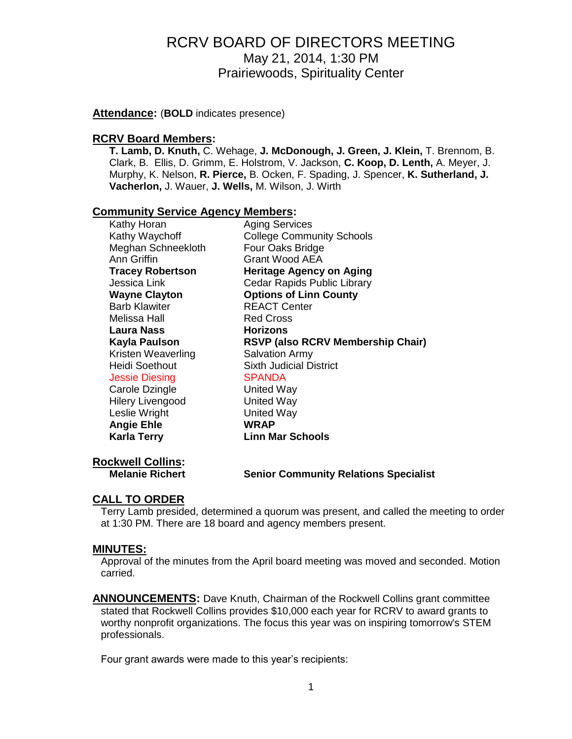# RCRV BOARD OF DIRECTORS MEETING

## May 21, 2014, 1:30 PM
## Prairiewoods, Spirituality Center

**Attendance:** (**BOLD** indicates presence)

**RCRV Board Members:**

**T. Lamb, D. Knuth,** C. Wehage, **J. McDonough, J. Green, J. Klein,** T. Brennom, B. Clark, B. Ellis, D. Grimm, E. Holstrom, V. Jackson, **C. Koop, D. Lenth,** A. Meyer, J. Murphy, K. Nelson, **R. Pierce,** B. Ocken, F. Spading, J. Spencer, **K. Sutherland, J. Vacherlon,** J. Wauer, **J. Wells,** M. Wilson, J. Wirth

**Community Service Agency Members:**

| | |
|---|---|
| Kathy Horan | Aging Services |
| Kathy Waychoff | College Community Schools |
| Meghan Schneekloth | Four Oaks Bridge |
| Ann Griffin | Grant Wood AEA |
| **Tracey Robertson** | **Heritage Agency on Aging** |
| Jessica Link | Cedar Rapids Public Library |
| **Wayne Clayton** | **Options of Linn County** |
| Barb Klawiter | REACT Center |
| Melissa Hall | Red Cross |
| **Laura Nass** | **Horizons** |
| **Kayla Paulson** | **RSVP (also RCRV Membership Chair)** |
| Kristen Weaverling | Salvation Army |
| Heidi Soethout | Sixth Judicial District |
| Jessie Diesing | SPANDA |
| Carole Dzingle | United Way |
| Hilery Livengood | United Way |
| Leslie Wright | United Way |
| **Angie Ehle** | **WRAP** |
| **Karla Terry** | **Linn Mar Schools** |

**Rockwell Collins:**

**Melanie Richert** — **Senior Community Relations Specialist**

**CALL TO ORDER**

Terry Lamb presided, determined a quorum was present, and called the meeting to order at 1:30 PM. There are 18 board and agency members present.

**MINUTES:**

Approval of the minutes from the April board meeting was moved and seconded. Motion carried.

**ANNOUNCEMENTS:** Dave Knuth, Chairman of the Rockwell Collins grant committee stated that Rockwell Collins provides $10,000 each year for RCRV to award grants to worthy nonprofit organizations. The focus this year was on inspiring tomorrow's STEM professionals.

Four grant awards were made to this year's recipients: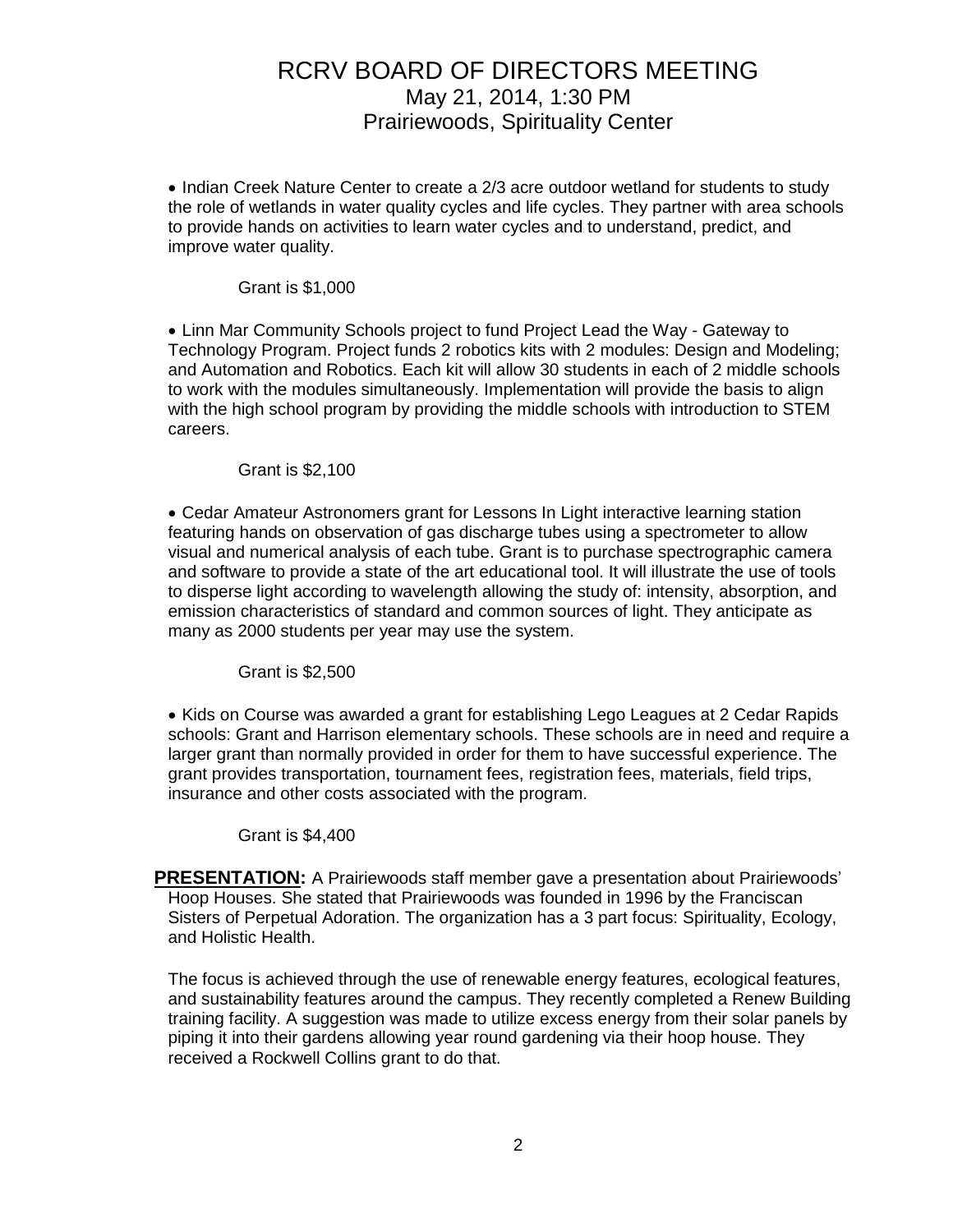- Indian Creek Nature Center to create a 2/3 acre outdoor wetland for students to study the role of wetlands in water quality cycles and life cycles. They partner with area schools to provide hands on activities to learn water cycles and to understand, predict, and improve water quality.

  Grant is $1,000

- Linn Mar Community Schools project to fund Project Lead the Way - Gateway to Technology Program. Project funds 2 robotics kits with 2 modules: Design and Modeling; and Automation and Robotics. Each kit will allow 30 students in each of 2 middle schools to work with the modules simultaneously. Implementation will provide the basis to align with the high school program by providing the middle schools with introduction to STEM careers.

  Grant is $2,100

- Cedar Amateur Astronomers grant for Lessons In Light interactive learning station featuring hands on observation of gas discharge tubes using a spectrometer to allow visual and numerical analysis of each tube. Grant is to purchase spectrographic camera and software to provide a state of the art educational tool. It will illustrate the use of tools to disperse light according to wavelength allowing the study of: intensity, absorption, and emission characteristics of standard and common sources of light. They anticipate as many as 2000 students per year may use the system.

  Grant is $2,500

- Kids on Course was awarded a grant for establishing Lego Leagues at 2 Cedar Rapids schools: Grant and Harrison elementary schools. These schools are in need and require a larger grant than normally provided in order for them to have successful experience. The grant provides transportation, tournament fees, registration fees, materials, field trips, insurance and other costs associated with the program.

  Grant is $4,400

**PRESENTATION:** A Prairiewoods staff member gave a presentation about Prairiewoods' Hoop Houses. She stated that Prairiewoods was founded in 1996 by the Franciscan Sisters of Perpetual Adoration. The organization has a 3 part focus: Spirituality, Ecology, and Holistic Health.

The focus is achieved through the use of renewable energy features, ecological features, and sustainability features around the campus. They recently completed a Renew Building training facility. A suggestion was made to utilize excess energy from their solar panels by piping it into their gardens allowing year round gardening via their hoop house. They received a Rockwell Collins grant to do that.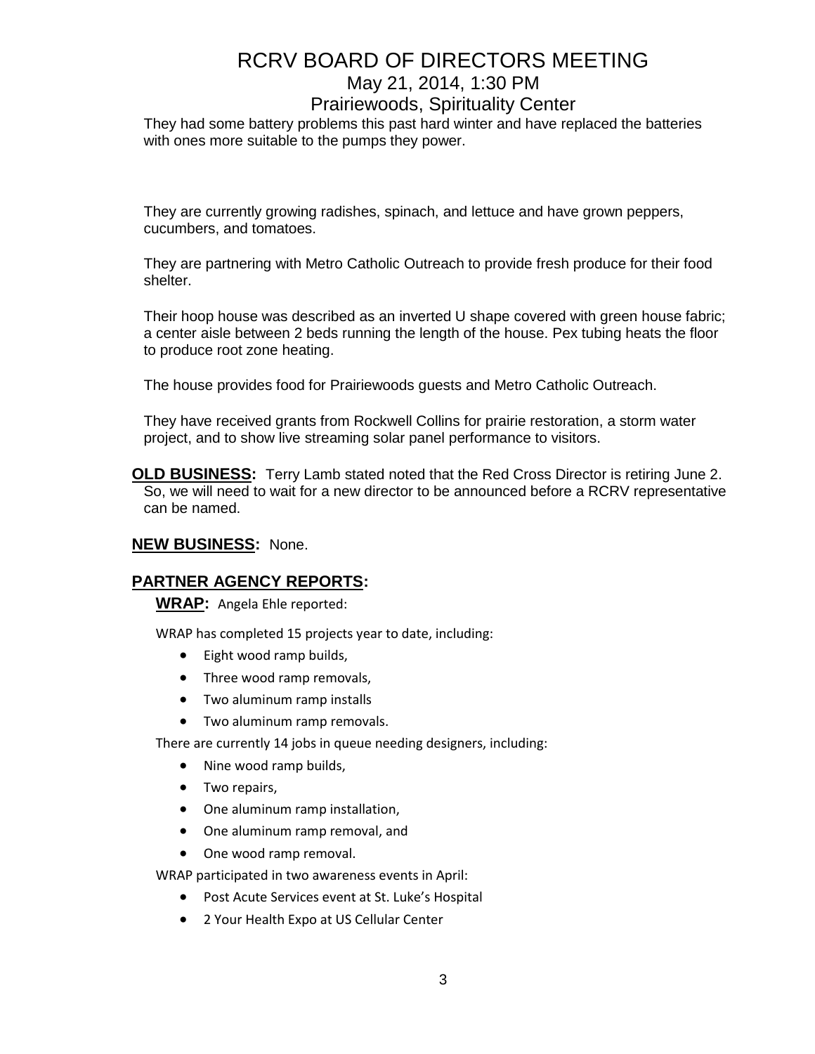They had some battery problems this past hard winter and have replaced the batteries with ones more suitable to the pumps they power.

They are currently growing radishes, spinach, and lettuce and have grown peppers, cucumbers, and tomatoes.

They are partnering with Metro Catholic Outreach to provide fresh produce for their food shelter.

Their hoop house was described as an inverted U shape covered with green house fabric; a center aisle between 2 beds running the length of the house. Pex tubing heats the floor to produce root zone heating.

The house provides food for Prairiewoods guests and Metro Catholic Outreach.

They have received grants from Rockwell Collins for prairie restoration, a storm water project, and to show live streaming solar panel performance to visitors.

**OLD BUSINESS:** Terry Lamb stated noted that the Red Cross Director is retiring June 2. So, we will need to wait for a new director to be announced before a RCRV representative can be named.

**NEW BUSINESS:** None.

## PARTNER AGENCY REPORTS:

**WRAP:** Angela Ehle reported:

WRAP has completed 15 projects year to date, including:

- Eight wood ramp builds,
- Three wood ramp removals,
- Two aluminum ramp installs
- Two aluminum ramp removals.

There are currently 14 jobs in queue needing designers, including:

- Nine wood ramp builds,
- Two repairs,
- One aluminum ramp installation,
- One aluminum ramp removal, and
- One wood ramp removal.

WRAP participated in two awareness events in April:

- Post Acute Services event at St. Luke's Hospital
- 2 Your Health Expo at US Cellular Center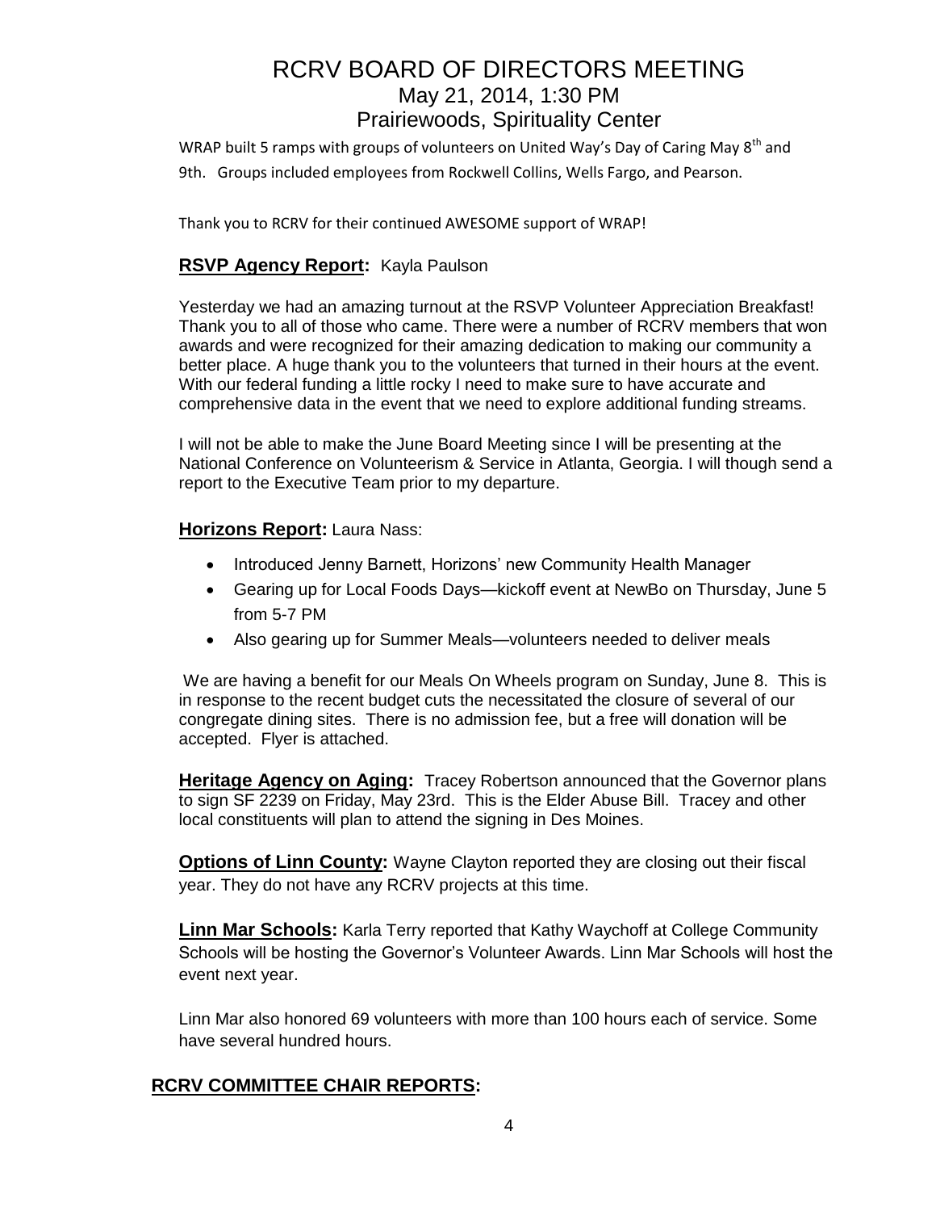WRAP built 5 ramps with groups of volunteers on United Way's Day of Caring May 8th and 9th. Groups included employees from Rockwell Collins, Wells Fargo, and Pearson.

Thank you to RCRV for their continued AWESOME support of WRAP!

**RSVP Agency Report:** Kayla Paulson

Yesterday we had an amazing turnout at the RSVP Volunteer Appreciation Breakfast! Thank you to all of those who came. There were a number of RCRV members that won awards and were recognized for their amazing dedication to making our community a better place. A huge thank you to the volunteers that turned in their hours at the event. With our federal funding a little rocky I need to make sure to have accurate and comprehensive data in the event that we need to explore additional funding streams.

I will not be able to make the June Board Meeting since I will be presenting at the National Conference on Volunteerism & Service in Atlanta, Georgia. I will though send a report to the Executive Team prior to my departure.

**Horizons Report:** Laura Nass:

- Introduced Jenny Barnett, Horizons' new Community Health Manager
- Gearing up for Local Foods Days—kickoff event at NewBo on Thursday, June 5 from 5-7 PM
- Also gearing up for Summer Meals—volunteers needed to deliver meals

We are having a benefit for our Meals On Wheels program on Sunday, June 8. This is in response to the recent budget cuts the necessitated the closure of several of our congregate dining sites. There is no admission fee, but a free will donation will be accepted. Flyer is attached.

**Heritage Agency on Aging:** Tracey Robertson announced that the Governor plans to sign SF 2239 on Friday, May 23rd. This is the Elder Abuse Bill. Tracey and other local constituents will plan to attend the signing in Des Moines.

**Options of Linn County:** Wayne Clayton reported they are closing out their fiscal year. They do not have any RCRV projects at this time.

**Linn Mar Schools:** Karla Terry reported that Kathy Waychoff at College Community Schools will be hosting the Governor's Volunteer Awards. Linn Mar Schools will host the event next year.

Linn Mar also honored 69 volunteers with more than 100 hours each of service. Some have several hundred hours.

## RCRV COMMITTEE CHAIR REPORTS: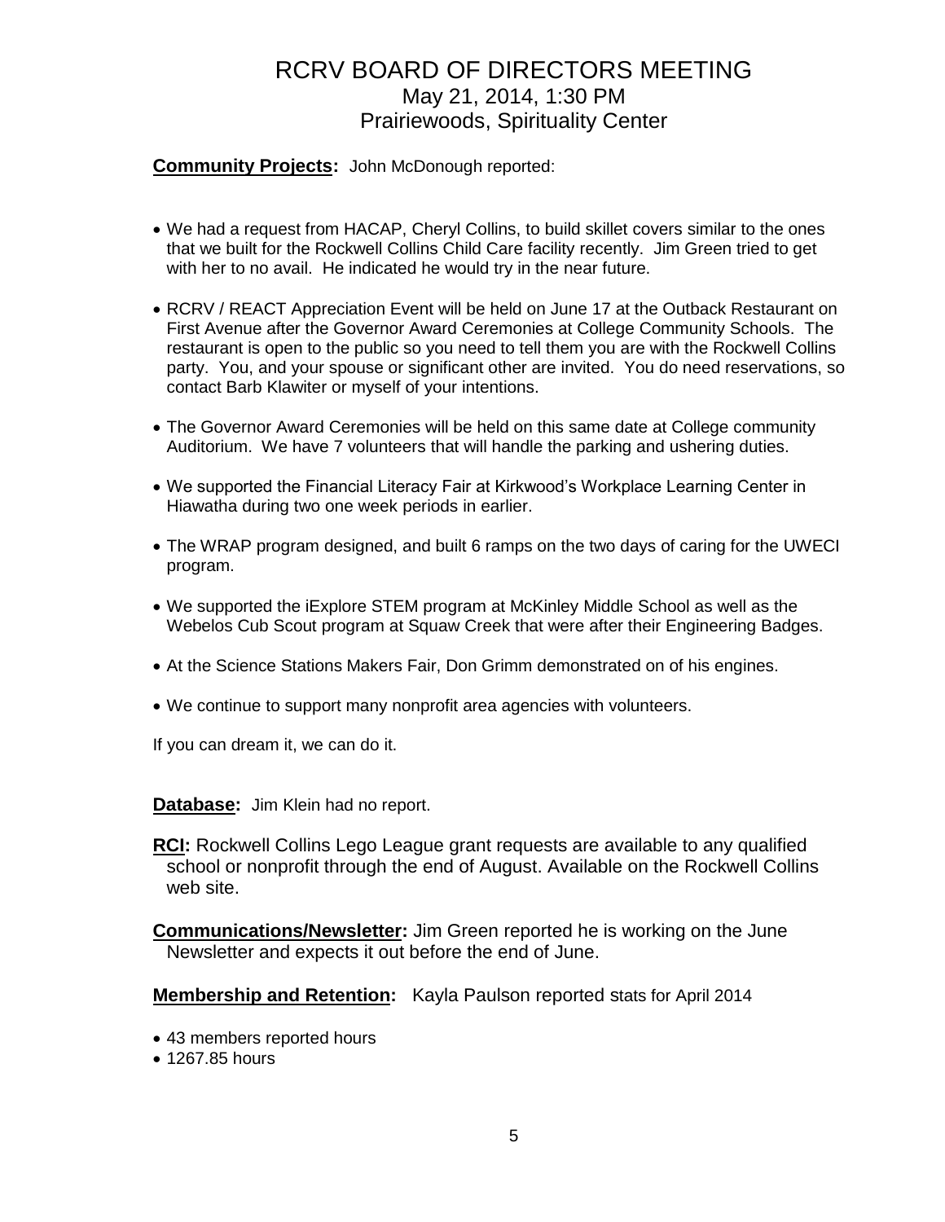# RCRV BOARD OF DIRECTORS MEETING

May 21, 2014, 1:30 PM
Prairiewoods, Spirituality Center

**Community Projects:** John McDonough reported:

- We had a request from HACAP, Cheryl Collins, to build skillet covers similar to the ones that we built for the Rockwell Collins Child Care facility recently. Jim Green tried to get with her to no avail. He indicated he would try in the near future.
- RCRV / REACT Appreciation Event will be held on June 17 at the Outback Restaurant on First Avenue after the Governor Award Ceremonies at College Community Schools. The restaurant is open to the public so you need to tell them you are with the Rockwell Collins party. You, and your spouse or significant other are invited. You do need reservations, so contact Barb Klawiter or myself of your intentions.
- The Governor Award Ceremonies will be held on this same date at College community Auditorium. We have 7 volunteers that will handle the parking and ushering duties.
- We supported the Financial Literacy Fair at Kirkwood's Workplace Learning Center in Hiawatha during two one week periods in earlier.
- The WRAP program designed, and built 6 ramps on the two days of caring for the UWECI program.
- We supported the iExplore STEM program at McKinley Middle School as well as the Webelos Cub Scout program at Squaw Creek that were after their Engineering Badges.
- At the Science Stations Makers Fair, Don Grimm demonstrated on of his engines.
- We continue to support many nonprofit area agencies with volunteers.

If you can dream it, we can do it.

**Database:** Jim Klein had no report.

**RCI:** Rockwell Collins Lego League grant requests are available to any qualified school or nonprofit through the end of August. Available on the Rockwell Collins web site.

**Communications/Newsletter:** Jim Green reported he is working on the June Newsletter and expects it out before the end of June.

**Membership and Retention:** Kayla Paulson reported stats for April 2014

- 43 members reported hours
- 1267.85 hours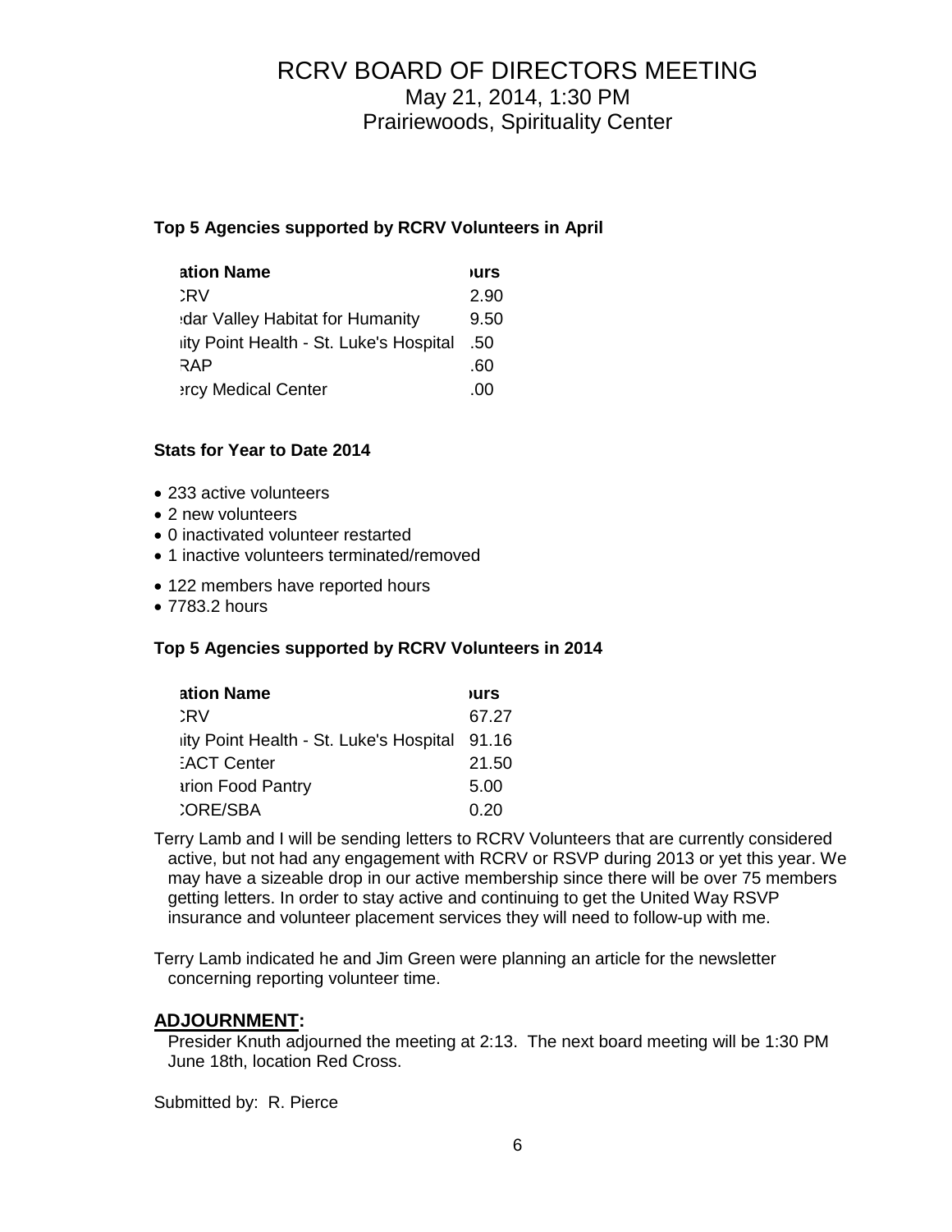# RCRV BOARD OF DIRECTORS MEETING

May 21, 2014, 1:30 PM

Prairiewoods, Spirituality Center

**Top 5 Agencies supported by RCRV Volunteers in April**

| ation Name | ›urs |
|---|---|
| :RV | 2.90 |
| :dar Valley Habitat for Humanity | 9.50 |
| ıity Point Health - St. Luke's Hospital | .50 |
| RAP | .60 |
| ɛrcy Medical Center | .00 |

**Stats for Year to Date 2014**

- 233 active volunteers
- 2 new volunteers
- 0 inactivated volunteer restarted
- 1 inactive volunteers terminated/removed
- 122 members have reported hours
- 7783.2 hours

**Top 5 Agencies supported by RCRV Volunteers in 2014**

| ation Name | ›urs |
|---|---|
| :RV | 67.27 |
| ıity Point Health - St. Luke's Hospital | 91.16 |
| :ACT Center | 21.50 |
| ırion Food Pantry | 5.00 |
| :ORE/SBA | 0.20 |

Terry Lamb and I will be sending letters to RCRV Volunteers that are currently considered active, but not had any engagement with RCRV or RSVP during 2013 or yet this year. We may have a sizeable drop in our active membership since there will be over 75 members getting letters. In order to stay active and continuing to get the United Way RSVP insurance and volunteer placement services they will need to follow-up with me.

Terry Lamb indicated he and Jim Green were planning an article for the newsletter concerning reporting volunteer time.

## ADJOURNMENT:

Presider Knuth adjourned the meeting at 2:13. The next board meeting will be 1:30 PM June 18th, location Red Cross.

Submitted by: R. Pierce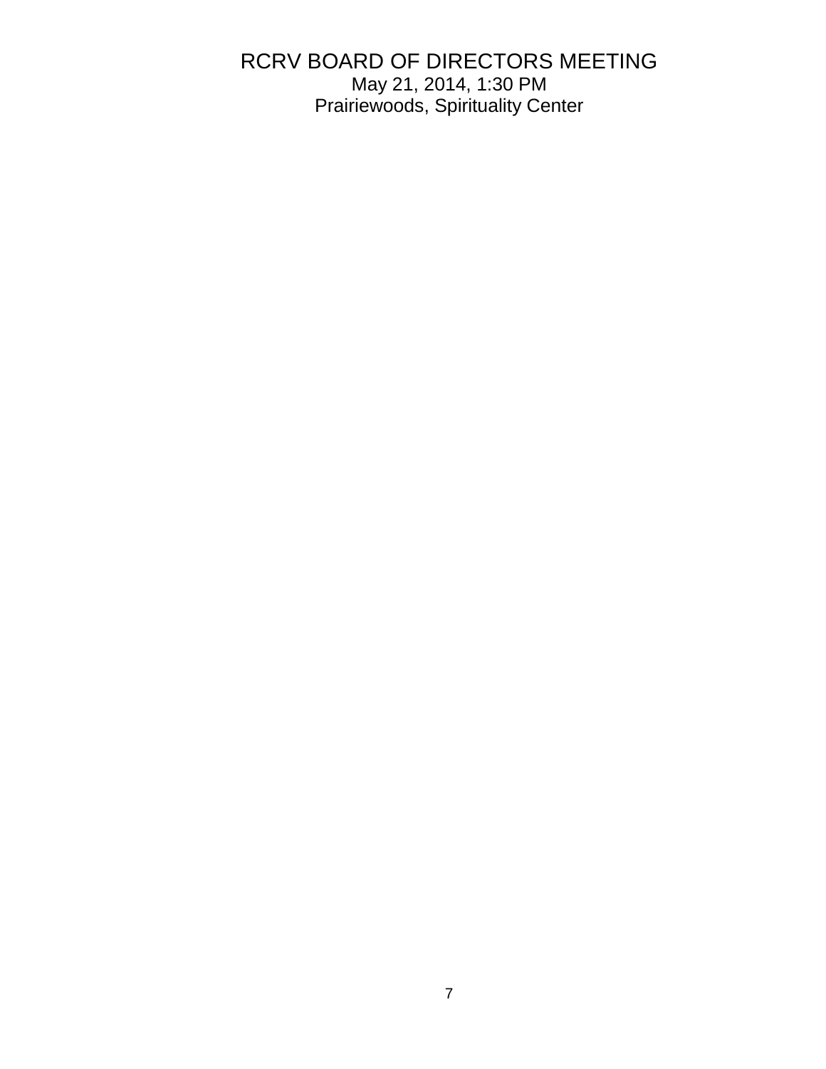RCRV BOARD OF DIRECTORS MEETING

May 21, 2014, 1:30 PM

Prairiewoods, Spirituality Center